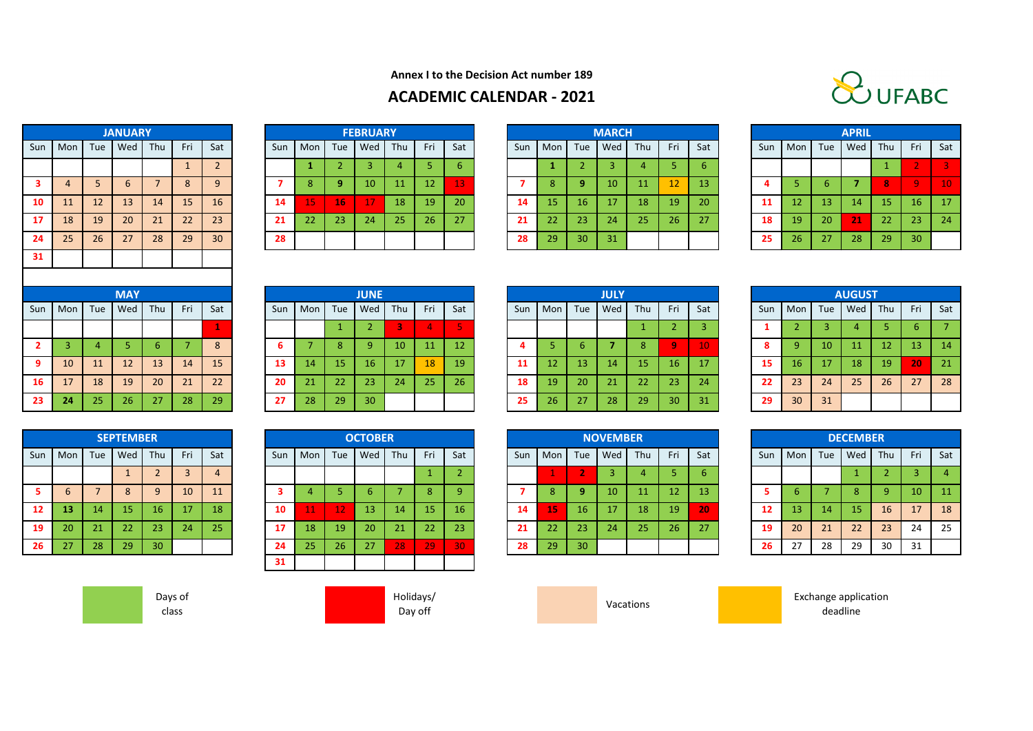Annex I to the Decision Act number 189

# ACADEMIC CALENDAR - 2021

UFABC

### JANUARY

| Sun | Mon | Tue | Wed | Thu | Fri | Sat |
|---|---|---|---|---|---|---|
| | | | | | 1 | 2 |
| 3 | 4 | 5 | 6 | 7 | 8 | 9 |
| 10 | 11 | 12 | 13 | 14 | 15 | 16 |
| 17 | 18 | 19 | 20 | 21 | 22 | 23 |
| 24 | 25 | 26 | 27 | 28 | 29 | 30 |
| 31 | | | | | | |

### FEBRUARY

| Sun | Mon | Tue | Wed | Thu | Fri | Sat |
|---|---|---|---|---|---|---|
| | 1 | 2 | 3 | 4 | 5 | 6 |
| 7 | 8 | 9 | 10 | 11 | 12 | 13 |
| 14 | 15 | 16 | 17 | 18 | 19 | 20 |
| 21 | 22 | 23 | 24 | 25 | 26 | 27 |
| 28 | | | | | | |

### MARCH

| Sun | Mon | Tue | Wed | Thu | Fri | Sat |
|---|---|---|---|---|---|---|
| | 1 | 2 | 3 | 4 | 5 | 6 |
| 7 | 8 | 9 | 10 | 11 | 12 | 13 |
| 14 | 15 | 16 | 17 | 18 | 19 | 20 |
| 21 | 22 | 23 | 24 | 25 | 26 | 27 |
| 28 | 29 | 30 | 31 | | | |

### APRIL

| Sun | Mon | Tue | Wed | Thu | Fri | Sat |
|---|---|---|---|---|---|---|
| | | | | 1 | 2 | 3 |
| 4 | 5 | 6 | 7 | 8 | 9 | 10 |
| 11 | 12 | 13 | 14 | 15 | 16 | 17 |
| 18 | 19 | 20 | 21 | 22 | 23 | 24 |
| 25 | 26 | 27 | 28 | 29 | 30 | |

### MAY

| Sun | Mon | Tue | Wed | Thu | Fri | Sat |
|---|---|---|---|---|---|---|
| | | | | | | 1 |
| 2 | 3 | 4 | 5 | 6 | 7 | 8 |
| 9 | 10 | 11 | 12 | 13 | 14 | 15 |
| 16 | 17 | 18 | 19 | 20 | 21 | 22 |
| 23 | 24 | 25 | 26 | 27 | 28 | 29 |

### JUNE

| Sun | Mon | Tue | Wed | Thu | Fri | Sat |
|---|---|---|---|---|---|---|
| | | 1 | 2 | 3 | 4 | 5 |
| 6 | 7 | 8 | 9 | 10 | 11 | 12 |
| 13 | 14 | 15 | 16 | 17 | 18 | 19 |
| 20 | 21 | 22 | 23 | 24 | 25 | 26 |
| 27 | 28 | 29 | 30 | | | |

### JULY

| Sun | Mon | Tue | Wed | Thu | Fri | Sat |
|---|---|---|---|---|---|---|
| | | | | 1 | 2 | 3 |
| 4 | 5 | 6 | 7 | 8 | 9 | 10 |
| 11 | 12 | 13 | 14 | 15 | 16 | 17 |
| 18 | 19 | 20 | 21 | 22 | 23 | 24 |
| 25 | 26 | 27 | 28 | 29 | 30 | 31 |

### AUGUST

| Sun | Mon | Tue | Wed | Thu | Fri | Sat |
|---|---|---|---|---|---|---|
| 1 | 2 | 3 | 4 | 5 | 6 | 7 |
| 8 | 9 | 10 | 11 | 12 | 13 | 14 |
| 15 | 16 | 17 | 18 | 19 | 20 | 21 |
| 22 | 23 | 24 | 25 | 26 | 27 | 28 |
| 29 | 30 | 31 | | | | |

### SEPTEMBER

| Sun | Mon | Tue | Wed | Thu | Fri | Sat |
|---|---|---|---|---|---|---|
| | | | 1 | 2 | 3 | 4 |
| 5 | 6 | 7 | 8 | 9 | 10 | 11 |
| 12 | 13 | 14 | 15 | 16 | 17 | 18 |
| 19 | 20 | 21 | 22 | 23 | 24 | 25 |
| 26 | 27 | 28 | 29 | 30 | | |

### OCTOBER

| Sun | Mon | Tue | Wed | Thu | Fri | Sat |
|---|---|---|---|---|---|---|
| | | | | | 1 | 2 |
| 3 | 4 | 5 | 6 | 7 | 8 | 9 |
| 10 | 11 | 12 | 13 | 14 | 15 | 16 |
| 17 | 18 | 19 | 20 | 21 | 22 | 23 |
| 24 | 25 | 26 | 27 | 28 | 29 | 30 |
| 31 | | | | | | |

### NOVEMBER

| Sun | Mon | Tue | Wed | Thu | Fri | Sat |
|---|---|---|---|---|---|---|
| | 1 | 2 | 3 | 4 | 5 | 6 |
| 7 | 8 | 9 | 10 | 11 | 12 | 13 |
| 14 | 15 | 16 | 17 | 18 | 19 | 20 |
| 21 | 22 | 23 | 24 | 25 | 26 | 27 |
| 28 | 29 | 30 | | | | |

### DECEMBER

| Sun | Mon | Tue | Wed | Thu | Fri | Sat |
|---|---|---|---|---|---|---|
| | | | 1 | 2 | 3 | 4 |
| 5 | 6 | 7 | 8 | 9 | 10 | 11 |
| 12 | 13 | 14 | 15 | 16 | 17 | 18 |
| 19 | 20 | 21 | 22 | 23 | 24 | 25 |
| 26 | 27 | 28 | 29 | 30 | 31 | |

Days of class

Holidays/ Day off

Vacations

Exchange application deadline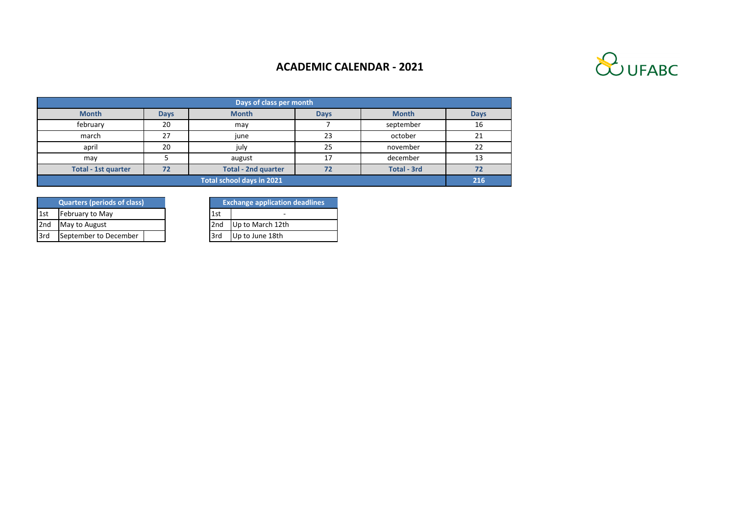# ACADEMIC CALENDAR - 2021

UFABC

| Days of class per month | | | | | |
|---|---|---|---|---|---|
| **Month** | **Days** | **Month** | **Days** | **Month** | **Days** |
| february | 20 | may | 7 | september | 16 |
| march | 27 | june | 23 | october | 21 |
| april | 20 | july | 25 | november | 22 |
| may | 5 | august | 17 | december | 13 |
| **Total - 1st quarter** | **72** | **Total - 2nd quarter** | **72** | **Total - 3rd** | **72** |
| **Total school days in 2021** | | | | | **216** |

| Quarters (periods of class) | |
|---|---|
| 1st | February to May |
| 2nd | May to August |
| 3rd | September to December |

| Exchange application deadlines | |
|---|---|
| 1st | - |
| 2nd | Up to March 12th |
| 3rd | Up to June 18th |